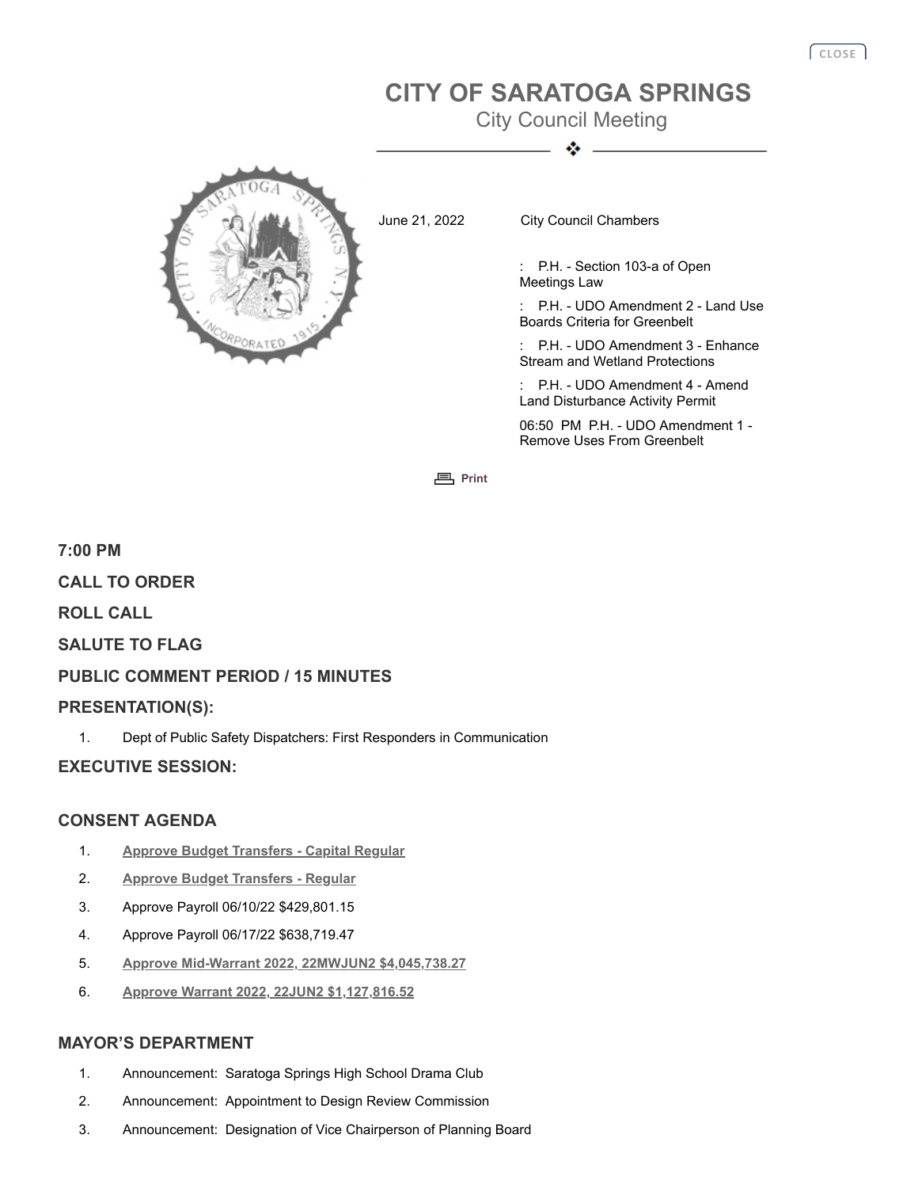# CITY OF SARATOGA SPRINGS

City Council Meeting

June 21, 2022 City Council Chambers

: P.H. - Section 103-a of Open Meetings Law

: P.H. - UDO Amendment 2 - Land Use Boards Criteria for Greenbelt

: P.H. - UDO Amendment 3 - Enhance Stream and Wetland Protections

: P.H. - UDO Amendment 4 - Amend Land Disturbance Activity Permit

06:50 PM P.H. - UDO Amendment 1 - Remove Uses From Greenbelt

**7:00 PM**

**CALL TO ORDER**

**ROLL CALL**

**SALUTE TO FLAG**

**PUBLIC COMMENT PERIOD / 15 MINUTES**

**PRESENTATION(S):**

1. Dept of Public Safety Dispatchers: First Responders in Communication

**EXECUTIVE SESSION:**

**CONSENT AGENDA**

1. Approve Budget Transfers - Capital Regular
2. Approve Budget Transfers - Regular
3. Approve Payroll 06/10/22 $429,801.15
4. Approve Payroll 06/17/22 $638,719.47
5. Approve Mid-Warrant 2022, 22MWJUN2 $4,045,738.27
6. Approve Warrant 2022, 22JUN2 $1,127,816.52

**MAYOR'S DEPARTMENT**

1. Announcement: Saratoga Springs High School Drama Club
2. Announcement: Appointment to Design Review Commission
3. Announcement: Designation of Vice Chairperson of Planning Board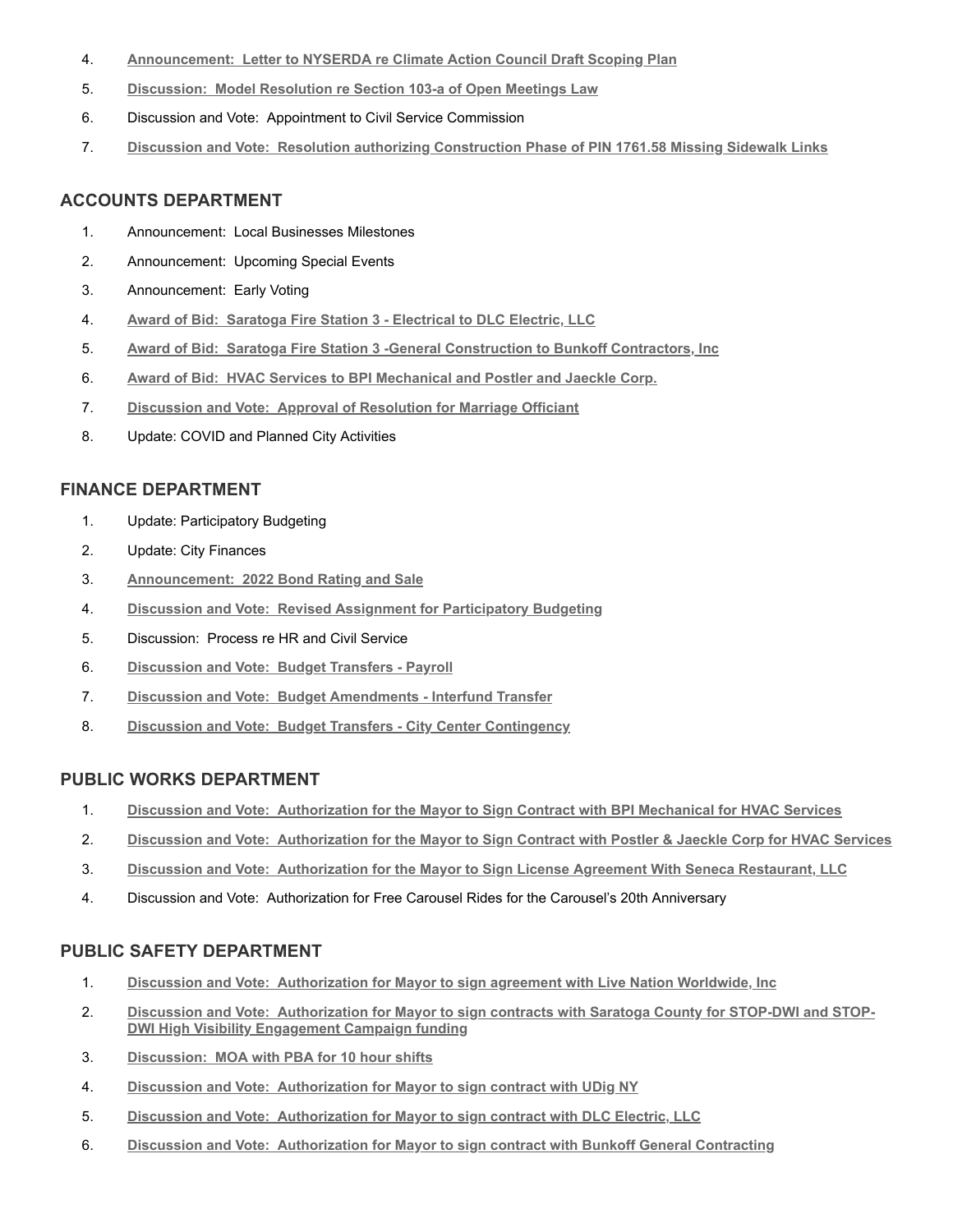4. **Announcement: Letter to NYSERDA re Climate Action Council Draft Scoping Plan**
5. **Discussion: Model Resolution re Section 103-a of Open Meetings Law**
6. Discussion and Vote: Appointment to Civil Service Commission
7. **Discussion and Vote: Resolution authorizing Construction Phase of PIN 1761.58 Missing Sidewalk Links**

## ACCOUNTS DEPARTMENT

1. Announcement: Local Businesses Milestones
2. Announcement: Upcoming Special Events
3. Announcement: Early Voting
4. **Award of Bid: Saratoga Fire Station 3 - Electrical to DLC Electric, LLC**
5. **Award of Bid: Saratoga Fire Station 3 -General Construction to Bunkoff Contractors, Inc**
6. **Award of Bid: HVAC Services to BPI Mechanical and Postler and Jaeckle Corp.**
7. **Discussion and Vote: Approval of Resolution for Marriage Officiant**
8. Update: COVID and Planned City Activities

## FINANCE DEPARTMENT

1. Update: Participatory Budgeting
2. Update: City Finances
3. **Announcement: 2022 Bond Rating and Sale**
4. **Discussion and Vote: Revised Assignment for Participatory Budgeting**
5. Discussion: Process re HR and Civil Service
6. **Discussion and Vote: Budget Transfers - Payroll**
7. **Discussion and Vote: Budget Amendments - Interfund Transfer**
8. **Discussion and Vote: Budget Transfers - City Center Contingency**

## PUBLIC WORKS DEPARTMENT

1. **Discussion and Vote: Authorization for the Mayor to Sign Contract with BPI Mechanical for HVAC Services**
2. **Discussion and Vote: Authorization for the Mayor to Sign Contract with Postler & Jaeckle Corp for HVAC Services**
3. **Discussion and Vote: Authorization for the Mayor to Sign License Agreement With Seneca Restaurant, LLC**
4. Discussion and Vote: Authorization for Free Carousel Rides for the Carousel's 20th Anniversary

## PUBLIC SAFETY DEPARTMENT

1. **Discussion and Vote: Authorization for Mayor to sign agreement with Live Nation Worldwide, Inc**
2. **Discussion and Vote: Authorization for Mayor to sign contracts with Saratoga County for STOP-DWI and STOP-DWI High Visibility Engagement Campaign funding**
3. **Discussion: MOA with PBA for 10 hour shifts**
4. **Discussion and Vote: Authorization for Mayor to sign contract with UDig NY**
5. **Discussion and Vote: Authorization for Mayor to sign contract with DLC Electric, LLC**
6. **Discussion and Vote: Authorization for Mayor to sign contract with Bunkoff General Contracting**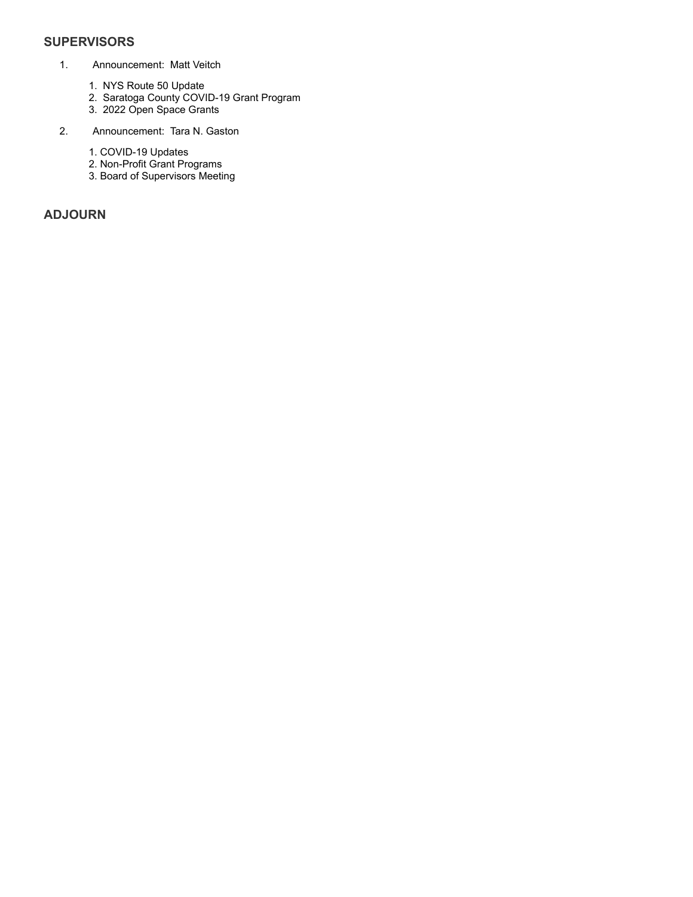## SUPERVISORS

1. Announcement: Matt Veitch

    1. NYS Route 50 Update
    2. Saratoga County COVID-19 Grant Program
    3. 2022 Open Space Grants

2. Announcement: Tara N. Gaston

    1. COVID-19 Updates
    2. Non-Profit Grant Programs
    3. Board of Supervisors Meeting

## ADJOURN